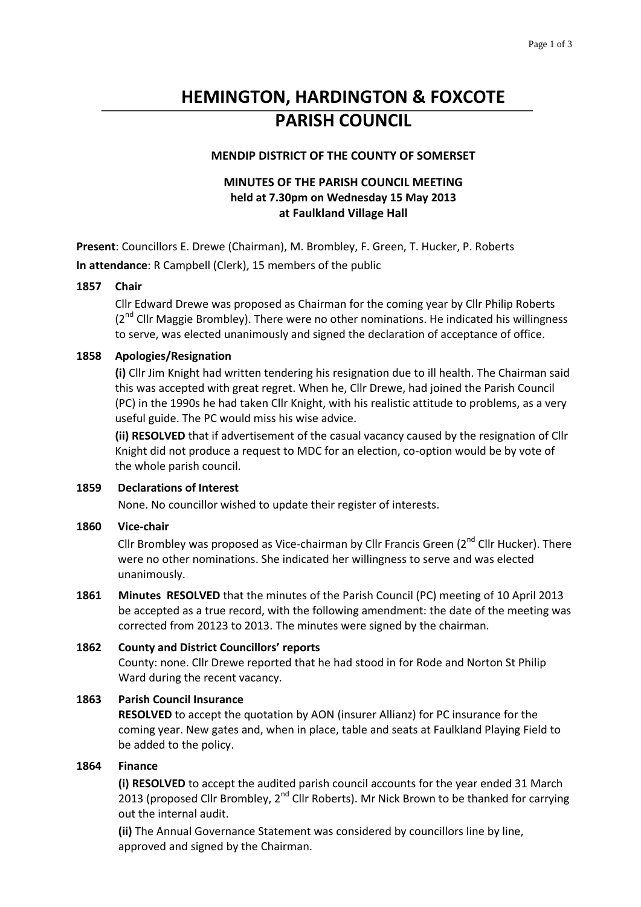# HEMINGTON, HARDINGTON & FOXCOTE PARISH COUNCIL

**MENDIP DISTRICT OF THE COUNTY OF SOMERSET**

**MINUTES OF THE PARISH COUNCIL MEETING**
**held at 7.30pm on Wednesday 15 May 2013**
**at Faulkland Village Hall**

**Present**: Councillors E. Drewe (Chairman), M. Brombley, F. Green, T. Hucker, P. Roberts

**In attendance**: R Campbell (Clerk), 15 members of the public

**1857 Chair**

Cllr Edward Drewe was proposed as Chairman for the coming year by Cllr Philip Roberts (2nd Cllr Maggie Brombley). There were no other nominations. He indicated his willingness to serve, was elected unanimously and signed the declaration of acceptance of office.

**1858 Apologies/Resignation**

**(i)** Cllr Jim Knight had written tendering his resignation due to ill health. The Chairman said this was accepted with great regret. When he, Cllr Drewe, had joined the Parish Council (PC) in the 1990s he had taken Cllr Knight, with his realistic attitude to problems, as a very useful guide. The PC would miss his wise advice.

**(ii) RESOLVED** that if advertisement of the casual vacancy caused by the resignation of Cllr Knight did not produce a request to MDC for an election, co-option would be by vote of the whole parish council.

**1859 Declarations of Interest**

None. No councillor wished to update their register of interests.

**1860 Vice-chair**

Cllr Brombley was proposed as Vice-chairman by Cllr Francis Green (2nd Cllr Hucker). There were no other nominations. She indicated her willingness to serve and was elected unanimously.

**1861 Minutes RESOLVED** that the minutes of the Parish Council (PC) meeting of 10 April 2013 be accepted as a true record, with the following amendment: the date of the meeting was corrected from 20123 to 2013. The minutes were signed by the chairman.

**1862 County and District Councillors' reports**

County: none. Cllr Drewe reported that he had stood in for Rode and Norton St Philip Ward during the recent vacancy.

**1863 Parish Council Insurance**

**RESOLVED** to accept the quotation by AON (insurer Allianz) for PC insurance for the coming year. New gates and, when in place, table and seats at Faulkland Playing Field to be added to the policy.

**1864 Finance**

**(i) RESOLVED** to accept the audited parish council accounts for the year ended 31 March 2013 (proposed Cllr Brombley, 2nd Cllr Roberts). Mr Nick Brown to be thanked for carrying out the internal audit.

**(ii)** The Annual Governance Statement was considered by councillors line by line, approved and signed by the Chairman.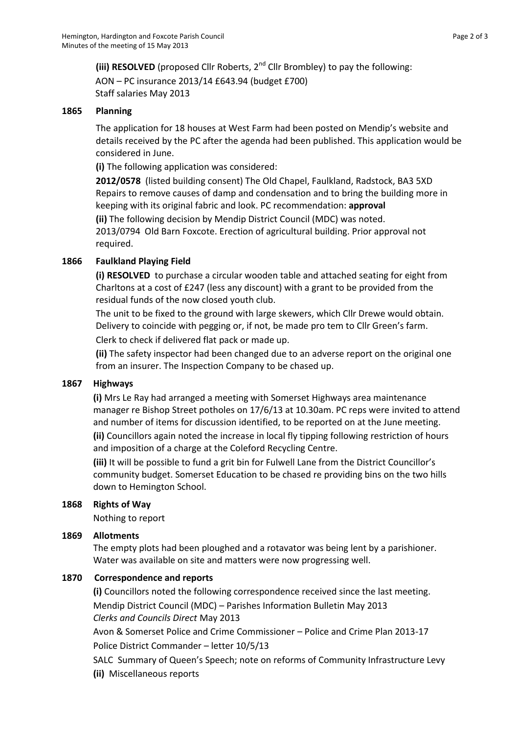**(iii) RESOLVED** (proposed Cllr Roberts, 2nd Cllr Brombley) to pay the following:
AON – PC insurance 2013/14 £643.94 (budget £700)
Staff salaries May 2013

## 1865 Planning

The application for 18 houses at West Farm had been posted on Mendip's website and details received by the PC after the agenda had been published. This application would be considered in June.

**(i)** The following application was considered:

**2012/0578** (listed building consent) The Old Chapel, Faulkland, Radstock, BA3 5XD Repairs to remove causes of damp and condensation and to bring the building more in keeping with its original fabric and look. PC recommendation: **approval**

**(ii)** The following decision by Mendip District Council (MDC) was noted.
2013/0794 Old Barn Foxcote. Erection of agricultural building. Prior approval not required.

## 1866 Faulkland Playing Field

**(i) RESOLVED** to purchase a circular wooden table and attached seating for eight from Charltons at a cost of £247 (less any discount) with a grant to be provided from the residual funds of the now closed youth club.

The unit to be fixed to the ground with large skewers, which Cllr Drewe would obtain. Delivery to coincide with pegging or, if not, be made pro tem to Cllr Green's farm.

Clerk to check if delivered flat pack or made up.

**(ii)** The safety inspector had been changed due to an adverse report on the original one from an insurer. The Inspection Company to be chased up.

## 1867 Highways

**(i)** Mrs Le Ray had arranged a meeting with Somerset Highways area maintenance manager re Bishop Street potholes on 17/6/13 at 10.30am. PC reps were invited to attend and number of items for discussion identified, to be reported on at the June meeting.

**(ii)** Councillors again noted the increase in local fly tipping following restriction of hours and imposition of a charge at the Coleford Recycling Centre.

**(iii)** It will be possible to fund a grit bin for Fulwell Lane from the District Councillor's community budget. Somerset Education to be chased re providing bins on the two hills down to Hemington School.

## 1868 Rights of Way

Nothing to report

## 1869 Allotments

The empty plots had been ploughed and a rotavator was being lent by a parishioner. Water was available on site and matters were now progressing well.

## 1870 Correspondence and reports

**(i)** Councillors noted the following correspondence received since the last meeting.

Mendip District Council (MDC) – Parishes Information Bulletin May 2013

*Clerks and Councils Direct* May 2013

Avon & Somerset Police and Crime Commissioner – Police and Crime Plan 2013-17

Police District Commander – letter 10/5/13

SALC Summary of Queen's Speech; note on reforms of Community Infrastructure Levy

**(ii)** Miscellaneous reports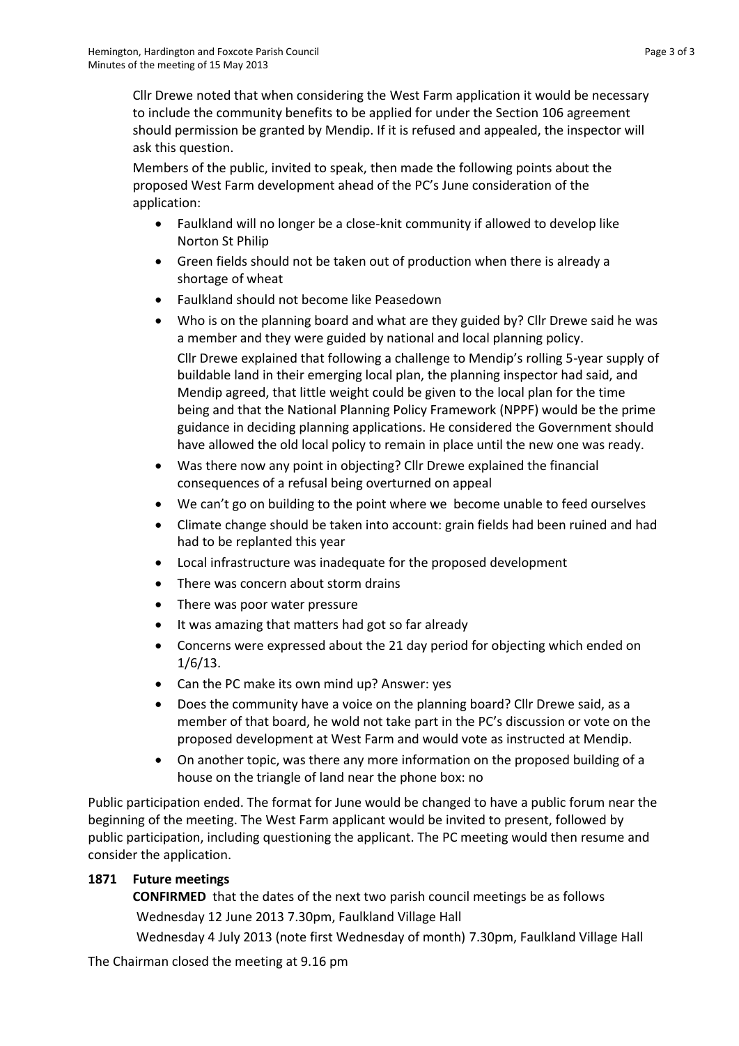Cllr Drewe noted that when considering the West Farm application it would be necessary to include the community benefits to be applied for under the Section 106 agreement should permission be granted by Mendip. If it is refused and appealed, the inspector will ask this question.

Members of the public, invited to speak, then made the following points about the proposed West Farm development ahead of the PC's June consideration of the application:

- Faulkland will no longer be a close-knit community if allowed to develop like Norton St Philip
- Green fields should not be taken out of production when there is already a shortage of wheat
- Faulkland should not become like Peasedown
- Who is on the planning board and what are they guided by? Cllr Drewe said he was a member and they were guided by national and local planning policy.

  Cllr Drewe explained that following a challenge to Mendip's rolling 5-year supply of buildable land in their emerging local plan, the planning inspector had said, and Mendip agreed, that little weight could be given to the local plan for the time being and that the National Planning Policy Framework (NPPF) would be the prime guidance in deciding planning applications. He considered the Government should have allowed the old local policy to remain in place until the new one was ready.
- Was there now any point in objecting? Cllr Drewe explained the financial consequences of a refusal being overturned on appeal
- We can't go on building to the point where we become unable to feed ourselves
- Climate change should be taken into account: grain fields had been ruined and had had to be replanted this year
- Local infrastructure was inadequate for the proposed development
- There was concern about storm drains
- There was poor water pressure
- It was amazing that matters had got so far already
- Concerns were expressed about the 21 day period for objecting which ended on 1/6/13.
- Can the PC make its own mind up? Answer: yes
- Does the community have a voice on the planning board? Cllr Drewe said, as a member of that board, he wold not take part in the PC's discussion or vote on the proposed development at West Farm and would vote as instructed at Mendip.
- On another topic, was there any more information on the proposed building of a house on the triangle of land near the phone box: no

Public participation ended. The format for June would be changed to have a public forum near the beginning of the meeting. The West Farm applicant would be invited to present, followed by public participation, including questioning the applicant. The PC meeting would then resume and consider the application.

**1871 Future meetings**

**CONFIRMED** that the dates of the next two parish council meetings be as follows

Wednesday 12 June 2013 7.30pm, Faulkland Village Hall

Wednesday 4 July 2013 (note first Wednesday of month) 7.30pm, Faulkland Village Hall

The Chairman closed the meeting at 9.16 pm